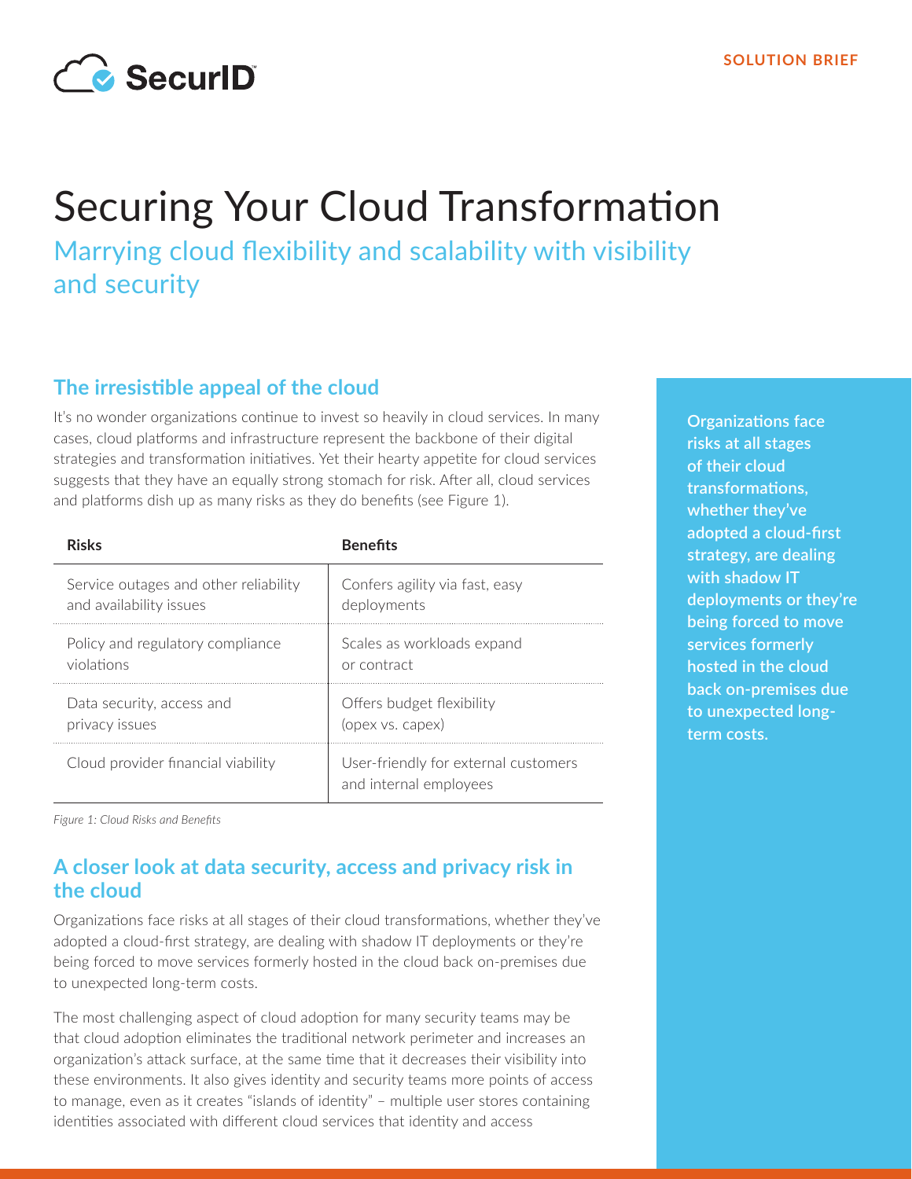SOLUTION BRIEF

# Securing Your Cloud Transformation

## Marrying cloud flexibility and scalability with visibility and security

### The irresistible appeal of the cloud

It's no wonder organizations continue to invest so heavily in cloud services. In many cases, cloud platforms and infrastructure represent the backbone of their digital strategies and transformation initiatives. Yet their hearty appetite for cloud services suggests that they have an equally strong stomach for risk. After all, cloud services and platforms dish up as many risks as they do benefits (see Figure 1).

| Risks | Benefits |
| --- | --- |
| Service outages and other reliability and availability issues | Confers agility via fast, easy deployments |
| Policy and regulatory compliance violations | Scales as workloads expand or contract |
| Data security, access and privacy issues | Offers budget flexibility (opex vs. capex) |
| Cloud provider financial viability | User-friendly for external customers and internal employees |

*Figure 1: Cloud Risks and Benefits*

### A closer look at data security, access and privacy risk in the cloud

Organizations face risks at all stages of their cloud transformations, whether they've adopted a cloud-first strategy, are dealing with shadow IT deployments or they're being forced to move services formerly hosted in the cloud back on-premises due to unexpected long-term costs.

The most challenging aspect of cloud adoption for many security teams may be that cloud adoption eliminates the traditional network perimeter and increases an organization's attack surface, at the same time that it decreases their visibility into these environments. It also gives identity and security teams more points of access to manage, even as it creates "islands of identity" – multiple user stores containing identities associated with different cloud services that identity and access

**Organizations face risks at all stages of their cloud transformations, whether they've adopted a cloud-first strategy, are dealing with shadow IT deployments or they're being forced to move services formerly hosted in the cloud back on-premises due to unexpected long-term costs.**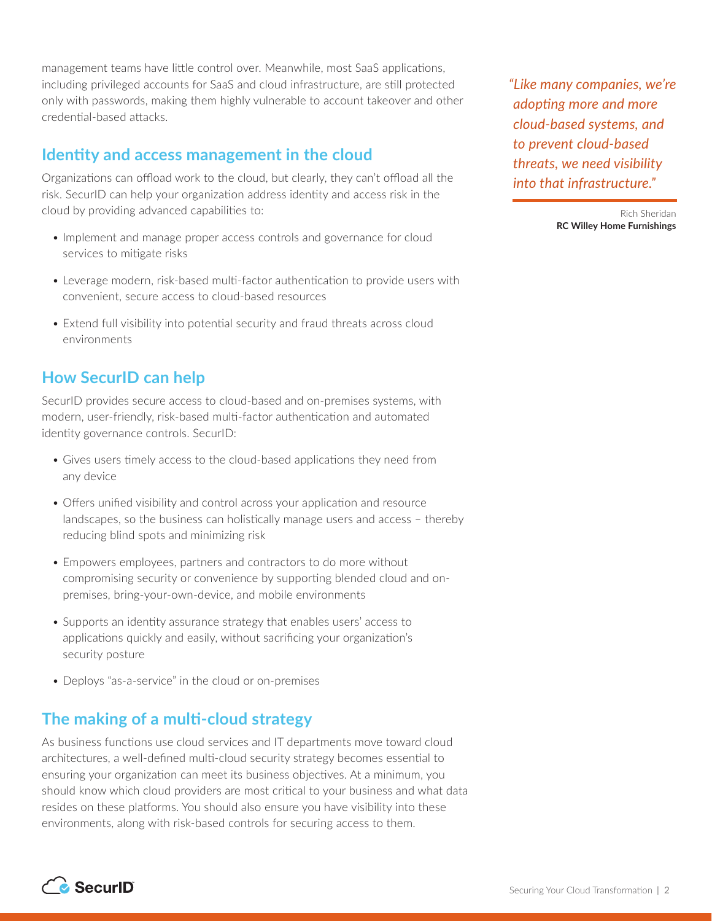management teams have little control over. Meanwhile, most SaaS applications, including privileged accounts for SaaS and cloud infrastructure, are still protected only with passwords, making them highly vulnerable to account takeover and other credential-based attacks.

> *"Like many companies, we're adopting more and more cloud-based systems, and to prevent cloud-based threats, we need visibility into that infrastructure."*
>
> Rich Sheridan
> **RC Willey Home Furnishings**

## Identity and access management in the cloud

Organizations can offload work to the cloud, but clearly, they can't offload all the risk. SecurID can help your organization address identity and access risk in the cloud by providing advanced capabilities to:

- Implement and manage proper access controls and governance for cloud services to mitigate risks
- Leverage modern, risk-based multi-factor authentication to provide users with convenient, secure access to cloud-based resources
- Extend full visibility into potential security and fraud threats across cloud environments

## How SecurID can help

SecurID provides secure access to cloud-based and on-premises systems, with modern, user-friendly, risk-based multi-factor authentication and automated identity governance controls. SecurID:

- Gives users timely access to the cloud-based applications they need from any device
- Offers unified visibility and control across your application and resource landscapes, so the business can holistically manage users and access – thereby reducing blind spots and minimizing risk
- Empowers employees, partners and contractors to do more without compromising security or convenience by supporting blended cloud and on-premises, bring-your-own-device, and mobile environments
- Supports an identity assurance strategy that enables users' access to applications quickly and easily, without sacrificing your organization's security posture
- Deploys "as-a-service" in the cloud or on-premises

## The making of a multi-cloud strategy

As business functions use cloud services and IT departments move toward cloud architectures, a well-defined multi-cloud security strategy becomes essential to ensuring your organization can meet its business objectives. At a minimum, you should know which cloud providers are most critical to your business and what data resides on these platforms. You should also ensure you have visibility into these environments, along with risk-based controls for securing access to them.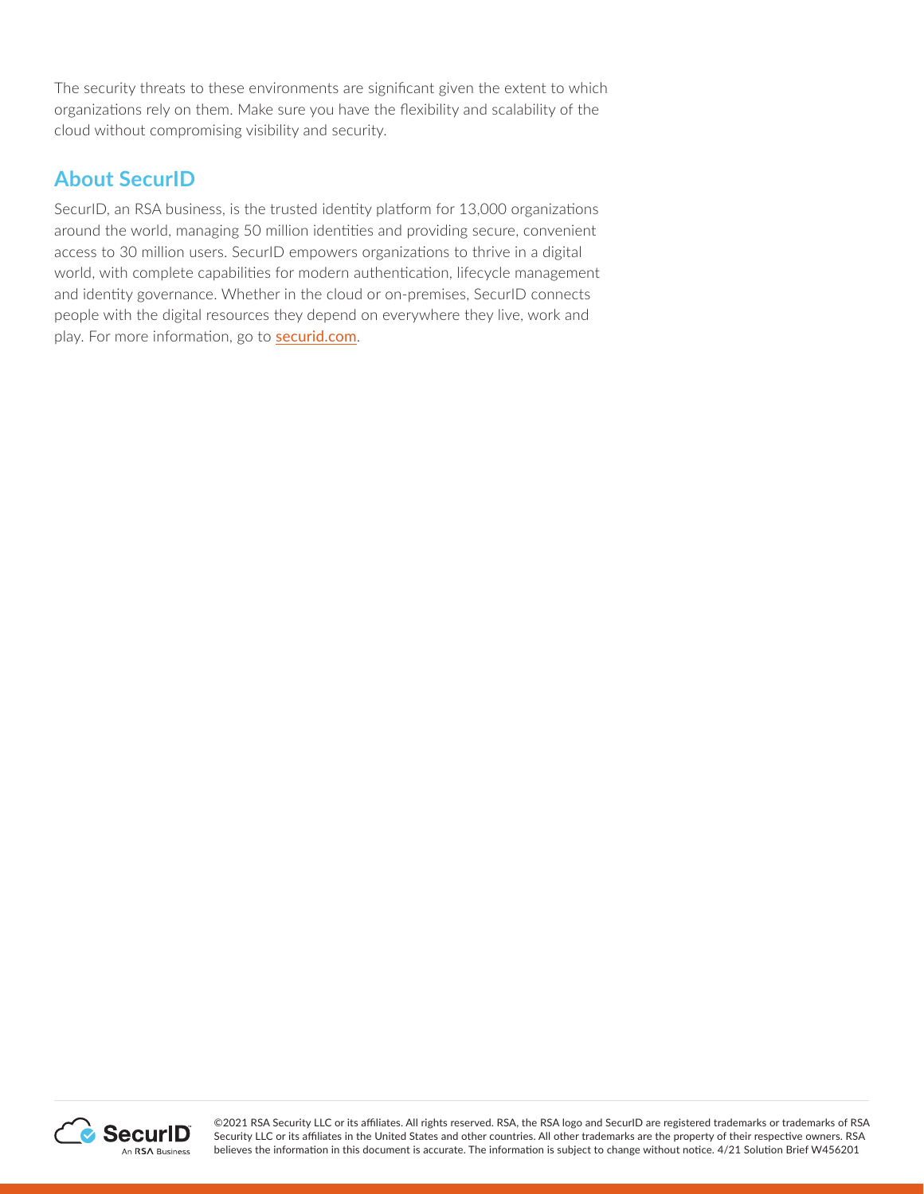The security threats to these environments are significant given the extent to which organizations rely on them. Make sure you have the flexibility and scalability of the cloud without compromising visibility and security.

## About SecurID

SecurID, an RSA business, is the trusted identity platform for 13,000 organizations around the world, managing 50 million identities and providing secure, convenient access to 30 million users. SecurID empowers organizations to thrive in a digital world, with complete capabilities for modern authentication, lifecycle management and identity governance. Whether in the cloud or on-premises, SecurID connects people with the digital resources they depend on everywhere they live, work and play. For more information, go to securid.com.

©2021 RSA Security LLC or its affiliates. All rights reserved. RSA, the RSA logo and SecurID are registered trademarks or trademarks of RSA Security LLC or its affiliates in the United States and other countries. All other trademarks are the property of their respective owners. RSA believes the information in this document is accurate. The information is subject to change without notice. 4/21 Solution Brief W456201